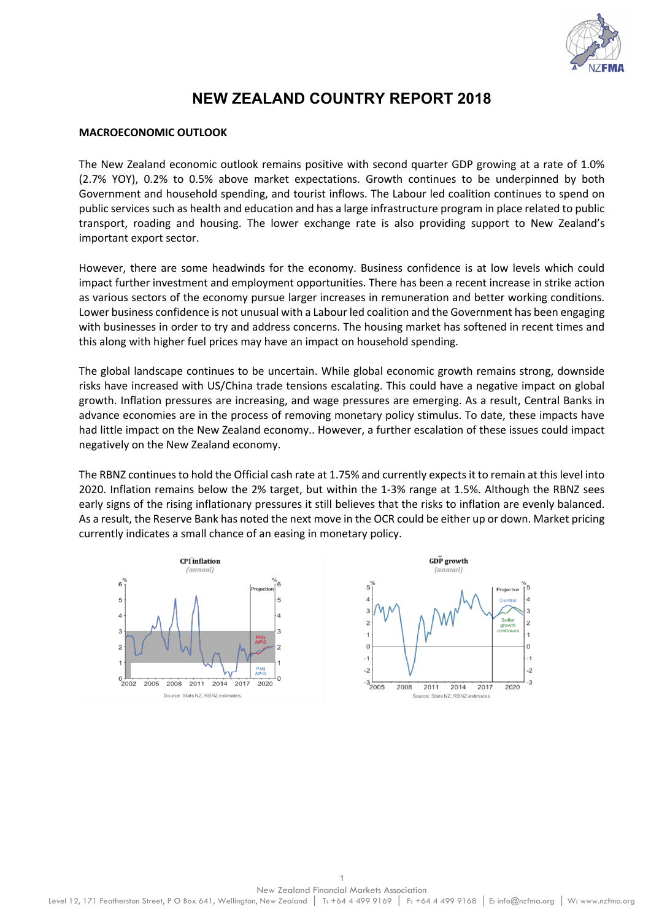# NEW ZEALAND COUNTRY REPORT 2018

## MACROECONOMIC OUTLOOK

The New Zealand economic outlook remains positive with second quarter GDP growing at a rate of 1.0% (2.7% YOY), 0.2% to 0.5% above market expectations. Growth continues to be underpinned by both Government and household spending, and tourist inflows. The Labour led coalition continues to spend on public services such as health and education and has a large infrastructure program in place related to public transport, roading and housing. The lower exchange rate is also providing support to New Zealand's important export sector.

However, there are some headwinds for the economy. Business confidence is at low levels which could impact further investment and employment opportunities. There has been a recent increase in strike action as various sectors of the economy pursue larger increases in remuneration and better working conditions. Lower business confidence is not unusual with a Labour led coalition and the Government has been engaging with businesses in order to try and address concerns. The housing market has softened in recent times and this along with higher fuel prices may have an impact on household spending.

The global landscape continues to be uncertain. While global economic growth remains strong, downside risks have increased with US/China trade tensions escalating. This could have a negative impact on global growth. Inflation pressures are increasing, and wage pressures are emerging. As a result, Central Banks in advance economies are in the process of removing monetary policy stimulus. To date, these impacts have had little impact on the New Zealand economy.. However, a further escalation of these issues could impact negatively on the New Zealand economy.

The RBNZ continues to hold the Official cash rate at 1.75% and currently expects it to remain at this level into 2020. Inflation remains below the 2% target, but within the 1-3% range at 1.5%. Although the RBNZ sees early signs of the rising inflationary pressures it still believes that the risks to inflation are evenly balanced. As a result, the Reserve Bank has noted the next move in the OCR could be either up or down. Market pricing currently indicates a small chance of an easing in monetary policy.

CPI inflation (annual)

Source: Stats NZ, RBNZ estimates.

GDP growth (annual)

Source: Stats NZ, RBNZ estimates.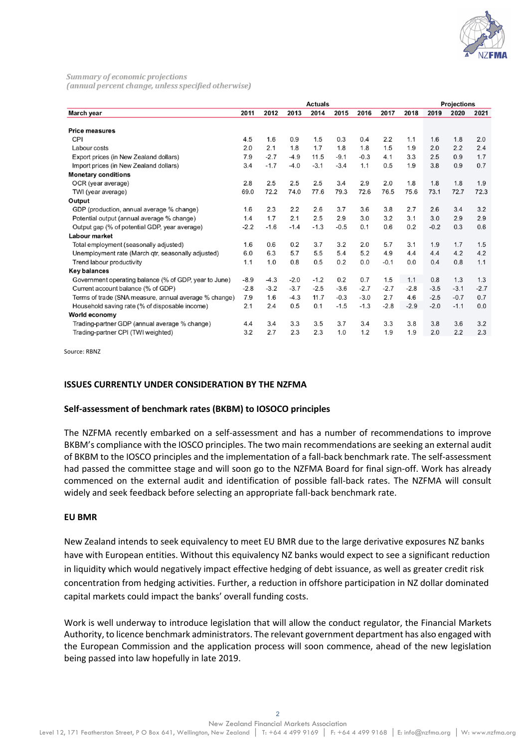*Summary of economic projections*
*(annual percent change, unless specified otherwise)*

| March year | Actuals | | | | | | | | Projections | | |
|---|---|---|---|---|---|---|---|---|---|---|---|
| | 2011 | 2012 | 2013 | 2014 | 2015 | 2016 | 2017 | 2018 | 2019 | 2020 | 2021 |
| **Price measures** | | | | | | | | | | | |
| CPI | 4.5 | 1.6 | 0.9 | 1.5 | 0.3 | 0.4 | 2.2 | 1.1 | 1.6 | 1.8 | 2.0 |
| Labour costs | 2.0 | 2.1 | 1.8 | 1.7 | 1.8 | 1.8 | 1.5 | 1.9 | 2.0 | 2.2 | 2.4 |
| Export prices (in New Zealand dollars) | 7.9 | -2.7 | -4.9 | 11.5 | -9.1 | -0.3 | 4.1 | 3.3 | 2.5 | 0.9 | 1.7 |
| Import prices (in New Zealand dollars) | 3.4 | -1.7 | -4.0 | -3.1 | -3.4 | 1.1 | 0.5 | 1.9 | 3.8 | 0.9 | 0.7 |
| **Monetary conditions** | | | | | | | | | | | |
| OCR (year average) | 2.8 | 2.5 | 2.5 | 2.5 | 3.4 | 2.9 | 2.0 | 1.8 | 1.8 | 1.8 | 1.9 |
| TWI (year average) | 69.0 | 72.2 | 74.0 | 77.6 | 79.3 | 72.6 | 76.5 | 75.6 | 73.1 | 72.7 | 72.3 |
| **Output** | | | | | | | | | | | |
| GDP (production, annual average % change) | 1.6 | 2.3 | 2.2 | 2.6 | 3.7 | 3.6 | 3.8 | 2.7 | 2.6 | 3.4 | 3.2 |
| Potential output (annual average % change) | 1.4 | 1.7 | 2.1 | 2.5 | 2.9 | 3.0 | 3.2 | 3.1 | 3.0 | 2.9 | 2.9 |
| Output gap (% of potential GDP, year average) | -2.2 | -1.6 | -1.4 | -1.3 | -0.5 | 0.1 | 0.6 | 0.2 | -0.2 | 0.3 | 0.6 |
| **Labour market** | | | | | | | | | | | |
| Total employment (seasonally adjusted) | 1.6 | 0.6 | 0.2 | 3.7 | 3.2 | 2.0 | 5.7 | 3.1 | 1.9 | 1.7 | 1.5 |
| Unemployment rate (March qtr, seasonally adjusted) | 6.0 | 6.3 | 5.7 | 5.5 | 5.4 | 5.2 | 4.9 | 4.4 | 4.4 | 4.2 | 4.2 |
| Trend labour productivity | 1.1 | 1.0 | 0.8 | 0.5 | 0.2 | 0.0 | -0.1 | 0.0 | 0.4 | 0.8 | 1.1 |
| **Key balances** | | | | | | | | | | | |
| Government operating balance (% of GDP, year to June) | -8.9 | -4.3 | -2.0 | -1.2 | 0.2 | 0.7 | 1.5 | 1.1 | 0.8 | 1.3 | 1.3 |
| Current account balance (% of GDP) | -2.8 | -3.2 | -3.7 | -2.5 | -3.6 | -2.7 | -2.7 | -2.8 | -3.5 | -3.1 | -2.7 |
| Terms of trade (SNA measure, annual average % change) | 7.9 | 1.6 | -4.3 | 11.7 | -0.3 | -3.0 | 2.7 | 4.6 | -2.5 | -0.7 | 0.7 |
| Household saving rate (% of disposable income) | 2.1 | 2.4 | 0.5 | 0.1 | -1.5 | -1.3 | -2.8 | -2.9 | -2.0 | -1.1 | 0.0 |
| **World economy** | | | | | | | | | | | |
| Trading-partner GDP (annual average % change) | 4.4 | 3.4 | 3.3 | 3.5 | 3.7 | 3.4 | 3.3 | 3.8 | 3.8 | 3.6 | 3.2 |
| Trading-partner CPI (TWI weighted) | 3.2 | 2.7 | 2.3 | 2.3 | 1.0 | 1.2 | 1.9 | 1.9 | 2.0 | 2.2 | 2.3 |

Source: RBNZ

## ISSUES CURRENTLY UNDER CONSIDERATION BY THE NZFMA

### Self-assessment of benchmark rates (BKBM) to IOSOCO principles

The NZFMA recently embarked on a self-assessment and has a number of recommendations to improve BKBM's compliance with the IOSCO principles. The two main recommendations are seeking an external audit of BKBM to the IOSCO principles and the implementation of a fall-back benchmark rate. The self-assessment had passed the committee stage and will soon go to the NZFMA Board for final sign-off. Work has already commenced on the external audit and identification of possible fall-back rates. The NZFMA will consult widely and seek feedback before selecting an appropriate fall-back benchmark rate.

### EU BMR

New Zealand intends to seek equivalency to meet EU BMR due to the large derivative exposures NZ banks have with European entities. Without this equivalency NZ banks would expect to see a significant reduction in liquidity which would negatively impact effective hedging of debt issuance, as well as greater credit risk concentration from hedging activities. Further, a reduction in offshore participation in NZ dollar dominated capital markets could impact the banks' overall funding costs.

Work is well underway to introduce legislation that will allow the conduct regulator, the Financial Markets Authority, to licence benchmark administrators. The relevant government department has also engaged with the European Commission and the application process will soon commence, ahead of the new legislation being passed into law hopefully in late 2019.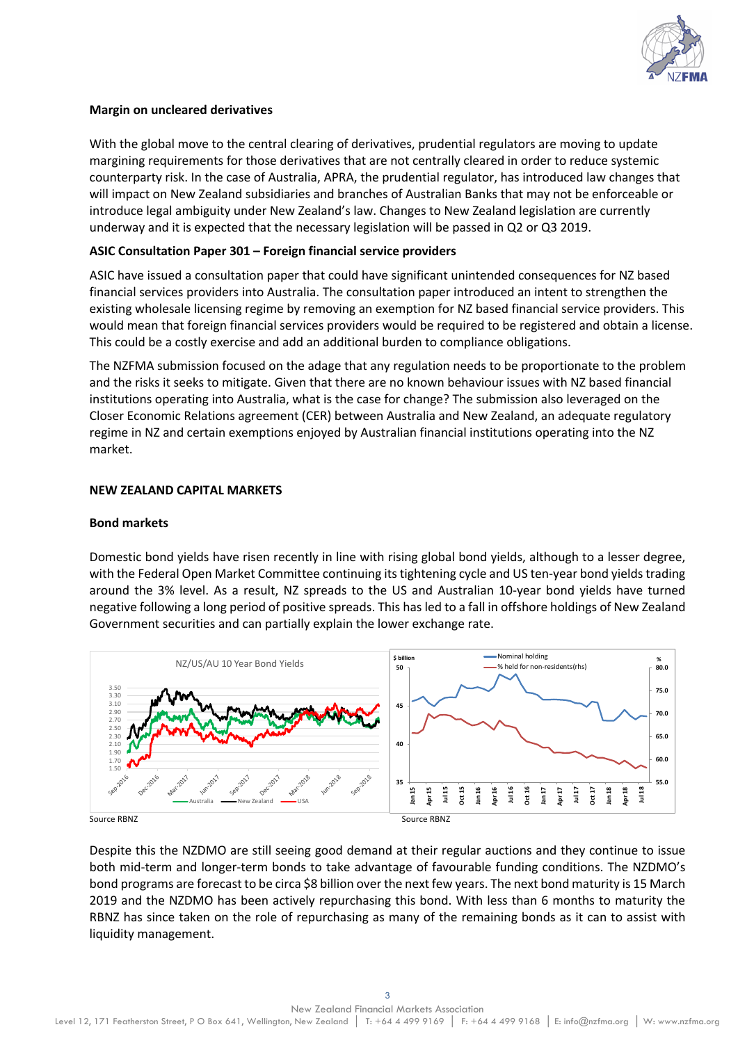### Margin on uncleared derivatives

With the global move to the central clearing of derivatives, prudential regulators are moving to update margining requirements for those derivatives that are not centrally cleared in order to reduce systemic counterparty risk. In the case of Australia, APRA, the prudential regulator, has introduced law changes that will impact on New Zealand subsidiaries and branches of Australian Banks that may not be enforceable or introduce legal ambiguity under New Zealand's law. Changes to New Zealand legislation are currently underway and it is expected that the necessary legislation will be passed in Q2 or Q3 2019.

### ASIC Consultation Paper 301 – Foreign financial service providers

ASIC have issued a consultation paper that could have significant unintended consequences for NZ based financial services providers into Australia. The consultation paper introduced an intent to strengthen the existing wholesale licensing regime by removing an exemption for NZ based financial service providers. This would mean that foreign financial services providers would be required to be registered and obtain a license. This could be a costly exercise and add an additional burden to compliance obligations.

The NZFMA submission focused on the adage that any regulation needs to be proportionate to the problem and the risks it seeks to mitigate. Given that there are no known behaviour issues with NZ based financial institutions operating into Australia, what is the case for change? The submission also leveraged on the Closer Economic Relations agreement (CER) between Australia and New Zealand, an adequate regulatory regime in NZ and certain exemptions enjoyed by Australian financial institutions operating into the NZ market.

## NEW ZEALAND CAPITAL MARKETS

### Bond markets

Domestic bond yields have risen recently in line with rising global bond yields, although to a lesser degree, with the Federal Open Market Committee continuing its tightening cycle and US ten-year bond yields trading around the 3% level. As a result, NZ spreads to the US and Australian 10-year bond yields have turned negative following a long period of positive spreads. This has led to a fall in offshore holdings of New Zealand Government securities and can partially explain the lower exchange rate.

Source RBNZ

Source RBNZ

Despite this the NZDMO are still seeing good demand at their regular auctions and they continue to issue both mid-term and longer-term bonds to take advantage of favourable funding conditions. The NZDMO's bond programs are forecast to be circa $8 billion over the next few years. The next bond maturity is 15 March 2019 and the NZDMO has been actively repurchasing this bond. With less than 6 months to maturity the RBNZ has since taken on the role of repurchasing as many of the remaining bonds as it can to assist with liquidity management.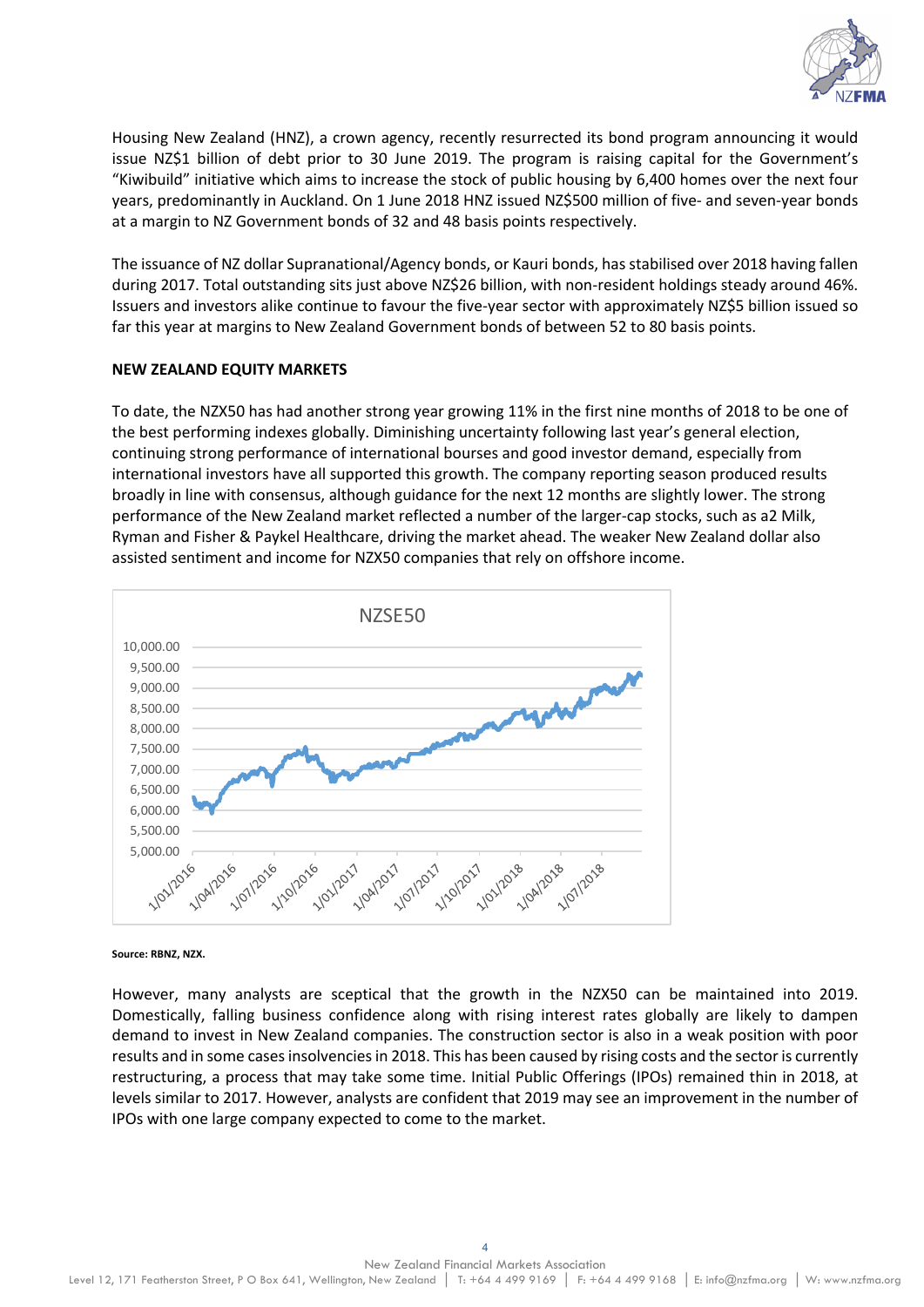Housing New Zealand (HNZ), a crown agency, recently resurrected its bond program announcing it would issue NZ$1 billion of debt prior to 30 June 2019. The program is raising capital for the Government's "Kiwibuild" initiative which aims to increase the stock of public housing by 6,400 homes over the next four years, predominantly in Auckland. On 1 June 2018 HNZ issued NZ$500 million of five- and seven-year bonds at a margin to NZ Government bonds of 32 and 48 basis points respectively.

The issuance of NZ dollar Supranational/Agency bonds, or Kauri bonds, has stabilised over 2018 having fallen during 2017. Total outstanding sits just above NZ$26 billion, with non-resident holdings steady around 46%. Issuers and investors alike continue to favour the five-year sector with approximately NZ$5 billion issued so far this year at margins to New Zealand Government bonds of between 52 to 80 basis points.

**NEW ZEALAND EQUITY MARKETS**

To date, the NZX50 has had another strong year growing 11% in the first nine months of 2018 to be one of the best performing indexes globally. Diminishing uncertainty following last year's general election, continuing strong performance of international bourses and good investor demand, especially from international investors have all supported this growth. The company reporting season produced results broadly in line with consensus, although guidance for the next 12 months are slightly lower. The strong performance of the New Zealand market reflected a number of the larger-cap stocks, such as a2 Milk, Ryman and Fisher & Paykel Healthcare, driving the market ahead. The weaker New Zealand dollar also assisted sentiment and income for NZX50 companies that rely on offshore income.

NZSE50

10,000.00
9,500.00
9,000.00
8,500.00
8,000.00
7,500.00
7,000.00
6,500.00
6,000.00
5,500.00
5,000.00

1/01/2016
1/04/2016
1/07/2016
1/10/2016
1/01/2017
1/04/2017
1/07/2017
1/10/2017
1/01/2018
1/04/2018
1/07/2018

**Source: RBNZ, NZX.**

However, many analysts are sceptical that the growth in the NZX50 can be maintained into 2019. Domestically, falling business confidence along with rising interest rates globally are likely to dampen demand to invest in New Zealand companies. The construction sector is also in a weak position with poor results and in some cases insolvencies in 2018. This has been caused by rising costs and the sector is currently restructuring, a process that may take some time. Initial Public Offerings (IPOs) remained thin in 2018, at levels similar to 2017. However, analysts are confident that 2019 may see an improvement in the number of IPOs with one large company expected to come to the market.